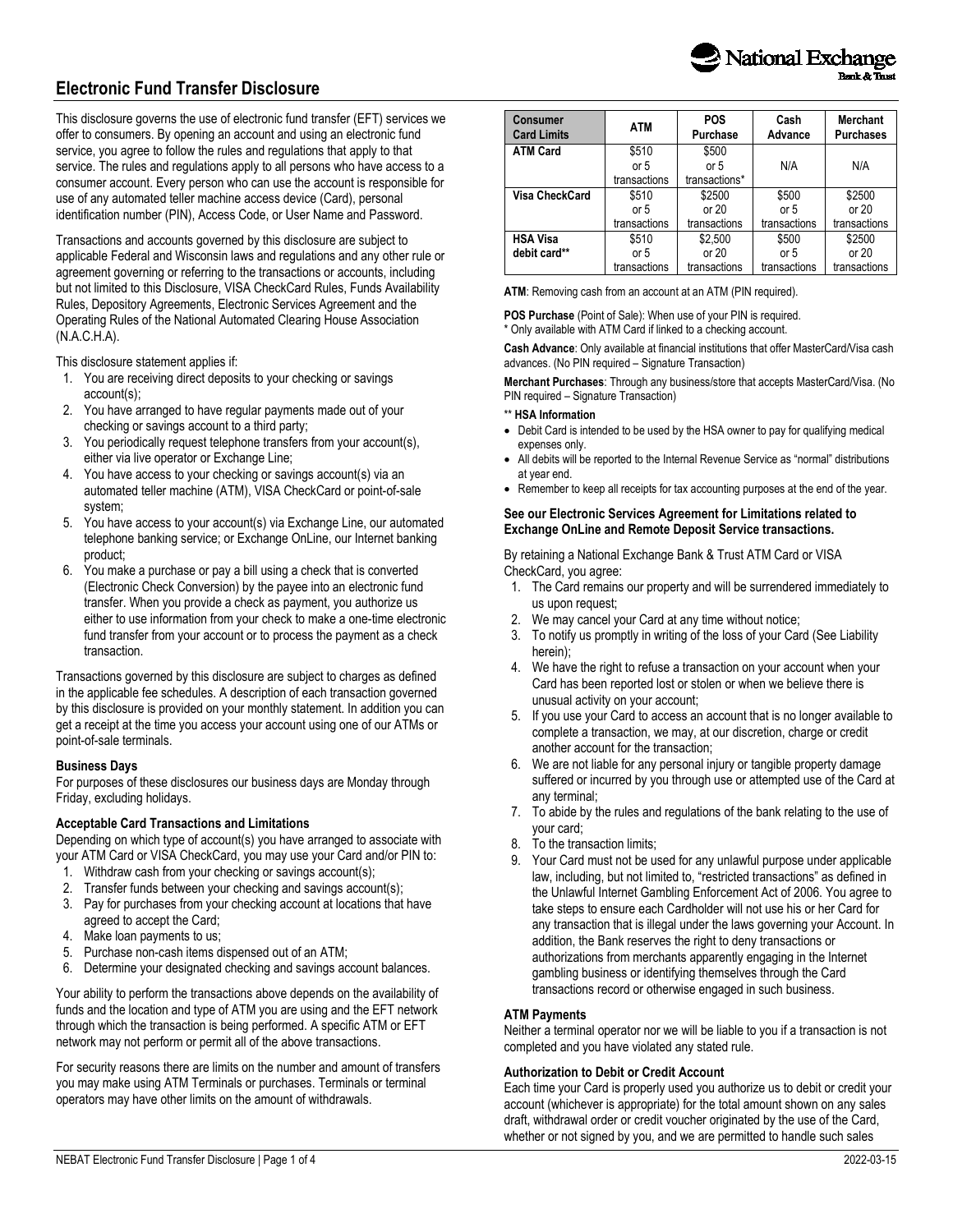# Electronic Fund Transfer Disclosure

This disclosure governs the use of electronic fund transfer (EFT) services we offer to consumers. By opening an account and using an electronic fund service, you agree to follow the rules and regulations that apply to that service. The rules and regulations apply to all persons who have access to a consumer account. Every person who can use the account is responsible for use of any automated teller machine access device (Card), personal identification number (PIN), Access Code, or User Name and Password.

Transactions and accounts governed by this disclosure are subject to applicable Federal and Wisconsin laws and regulations and any other rule or agreement governing or referring to the transactions or accounts, including but not limited to this Disclosure, VISA CheckCard Rules, Funds Availability Rules, Depository Agreements, Electronic Services Agreement and the Operating Rules of the National Automated Clearing House Association (N.A.C.H.A).

This disclosure statement applies if:

1. You are receiving direct deposits to your checking or savings account(s);
2. You have arranged to have regular payments made out of your checking or savings account to a third party;
3. You periodically request telephone transfers from your account(s), either via live operator or Exchange Line;
4. You have access to your checking or savings account(s) via an automated teller machine (ATM), VISA CheckCard or point-of-sale system;
5. You have access to your account(s) via Exchange Line, our automated telephone banking service; or Exchange OnLine, our Internet banking product;
6. You make a purchase or pay a bill using a check that is converted (Electronic Check Conversion) by the payee into an electronic fund transfer. When you provide a check as payment, you authorize us either to use information from your check to make a one-time electronic fund transfer from your account or to process the payment as a check transaction.

Transactions governed by this disclosure are subject to charges as defined in the applicable fee schedules. A description of each transaction governed by this disclosure is provided on your monthly statement. In addition you can get a receipt at the time you access your account using one of our ATMs or point-of-sale terminals.

### Business Days

For purposes of these disclosures our business days are Monday through Friday, excluding holidays.

### Acceptable Card Transactions and Limitations

Depending on which type of account(s) you have arranged to associate with your ATM Card or VISA CheckCard, you may use your Card and/or PIN to:

1. Withdraw cash from your checking or savings account(s);
2. Transfer funds between your checking and savings account(s);
3. Pay for purchases from your checking account at locations that have agreed to accept the Card;
4. Make loan payments to us;
5. Purchase non-cash items dispensed out of an ATM;
6. Determine your designated checking and savings account balances.

Your ability to perform the transactions above depends on the availability of funds and the location and type of ATM you are using and the EFT network through which the transaction is being performed. A specific ATM or EFT network may not perform or permit all of the above transactions.

For security reasons there are limits on the number and amount of transfers you may make using ATM Terminals or purchases. Terminals or terminal operators may have other limits on the amount of withdrawals.

| Consumer Card Limits | ATM | POS Purchase | Cash Advance | Merchant Purchases |
|---|---|---|---|---|
| **ATM Card** | $510 or 5 transactions | $500 or 5 transactions* | N/A | N/A |
| **Visa CheckCard** | $510 or 5 transactions | $2500 or 20 transactions | $500 or 5 transactions | $2500 or 20 transactions |
| **HSA Visa debit card**** | $510 or 5 transactions | $2,500 or 20 transactions | $500 or 5 transactions | $2500 or 20 transactions |

**ATM**: Removing cash from an account at an ATM (PIN required).

**POS Purchase** (Point of Sale): When use of your PIN is required.
* Only available with ATM Card if linked to a checking account.

**Cash Advance**: Only available at financial institutions that offer MasterCard/Visa cash advances. (No PIN required – Signature Transaction)

**Merchant Purchases**: Through any business/store that accepts MasterCard/Visa. (No PIN required – Signature Transaction)

** **HSA Information**

- Debit Card is intended to be used by the HSA owner to pay for qualifying medical expenses only.
- All debits will be reported to the Internal Revenue Service as "normal" distributions at year end.
- Remember to keep all receipts for tax accounting purposes at the end of the year.

**See our Electronic Services Agreement for Limitations related to Exchange OnLine and Remote Deposit Service transactions.**

By retaining a National Exchange Bank & Trust ATM Card or VISA CheckCard, you agree:

1. The Card remains our property and will be surrendered immediately to us upon request;
2. We may cancel your Card at any time without notice;
3. To notify us promptly in writing of the loss of your Card (See Liability herein);
4. We have the right to refuse a transaction on your account when your Card has been reported lost or stolen or when we believe there is unusual activity on your account;
5. If you use your Card to access an account that is no longer available to complete a transaction, we may, at our discretion, charge or credit another account for the transaction;
6. We are not liable for any personal injury or tangible property damage suffered or incurred by you through use or attempted use of the Card at any terminal;
7. To abide by the rules and regulations of the bank relating to the use of your card;
8. To the transaction limits;
9. Your Card must not be used for any unlawful purpose under applicable law, including, but not limited to, "restricted transactions" as defined in the Unlawful Internet Gambling Enforcement Act of 2006. You agree to take steps to ensure each Cardholder will not use his or her Card for any transaction that is illegal under the laws governing your Account. In addition, the Bank reserves the right to deny transactions or authorizations from merchants apparently engaging in the Internet gambling business or identifying themselves through the Card transactions record or otherwise engaged in such business.

### ATM Payments

Neither a terminal operator nor we will be liable to you if a transaction is not completed and you have violated any stated rule.

### Authorization to Debit or Credit Account

Each time your Card is properly used you authorize us to debit or credit your account (whichever is appropriate) for the total amount shown on any sales draft, withdrawal order or credit voucher originated by the use of the Card, whether or not signed by you, and we are permitted to handle such sales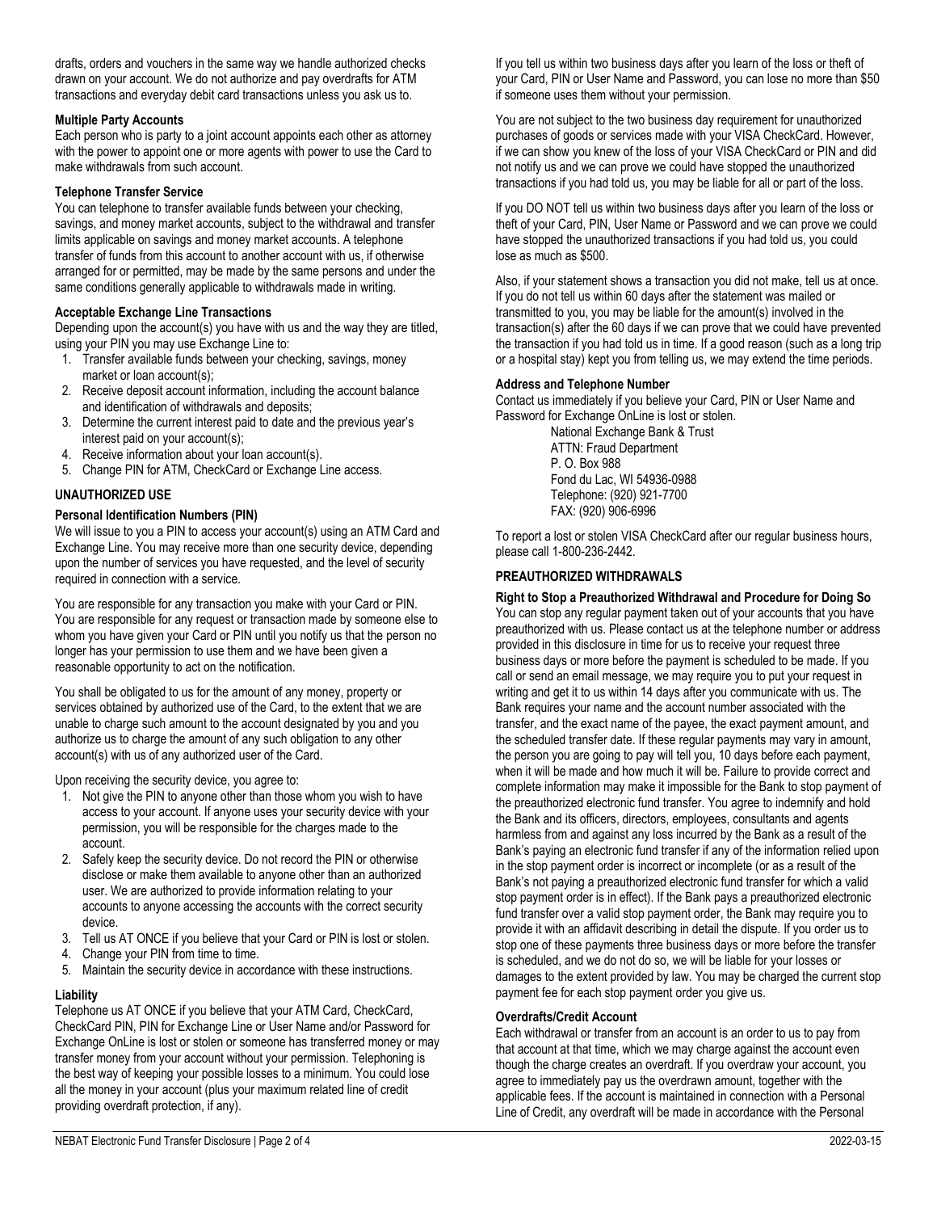drafts, orders and vouchers in the same way we handle authorized checks drawn on your account. We do not authorize and pay overdrafts for ATM transactions and everyday debit card transactions unless you ask us to.

**Multiple Party Accounts**
Each person who is party to a joint account appoints each other as attorney with the power to appoint one or more agents with power to use the Card to make withdrawals from such account.

**Telephone Transfer Service**
You can telephone to transfer available funds between your checking, savings, and money market accounts, subject to the withdrawal and transfer limits applicable on savings and money market accounts. A telephone transfer of funds from this account to another account with us, if otherwise arranged for or permitted, may be made by the same persons and under the same conditions generally applicable to withdrawals made in writing.

**Acceptable Exchange Line Transactions**
Depending upon the account(s) you have with us and the way they are titled, using your PIN you may use Exchange Line to:

1. Transfer available funds between your checking, savings, money market or loan account(s);
2. Receive deposit account information, including the account balance and identification of withdrawals and deposits;
3. Determine the current interest paid to date and the previous year's interest paid on your account(s);
4. Receive information about your loan account(s).
5. Change PIN for ATM, CheckCard or Exchange Line access.

## UNAUTHORIZED USE

**Personal Identification Numbers (PIN)**
We will issue to you a PIN to access your account(s) using an ATM Card and Exchange Line. You may receive more than one security device, depending upon the number of services you have requested, and the level of security required in connection with a service.

You are responsible for any transaction you make with your Card or PIN. You are responsible for any request or transaction made by someone else to whom you have given your Card or PIN until you notify us that the person no longer has your permission to use them and we have been given a reasonable opportunity to act on the notification.

You shall be obligated to us for the amount of any money, property or services obtained by authorized use of the Card, to the extent that we are unable to charge such amount to the account designated by you and you authorize us to charge the amount of any such obligation to any other account(s) with us of any authorized user of the Card.

Upon receiving the security device, you agree to:

1. Not give the PIN to anyone other than those whom you wish to have access to your account. If anyone uses your security device with your permission, you will be responsible for the charges made to the account.
2. Safely keep the security device. Do not record the PIN or otherwise disclose or make them available to anyone other than an authorized user. We are authorized to provide information relating to your accounts to anyone accessing the accounts with the correct security device.
3. Tell us AT ONCE if you believe that your Card or PIN is lost or stolen.
4. Change your PIN from time to time.
5. Maintain the security device in accordance with these instructions.

**Liability**
Telephone us AT ONCE if you believe that your ATM Card, CheckCard, CheckCard PIN, PIN for Exchange Line or User Name and/or Password for Exchange OnLine is lost or stolen or someone has transferred money or may transfer money from your account without your permission. Telephoning is the best way of keeping your possible losses to a minimum. You could lose all the money in your account (plus your maximum related line of credit providing overdraft protection, if any).

If you tell us within two business days after you learn of the loss or theft of your Card, PIN or User Name and Password, you can lose no more than $50 if someone uses them without your permission.

You are not subject to the two business day requirement for unauthorized purchases of goods or services made with your VISA CheckCard. However, if we can show you knew of the loss of your VISA CheckCard or PIN and did not notify us and we can prove we could have stopped the unauthorized transactions if you had told us, you may be liable for all or part of the loss.

If you DO NOT tell us within two business days after you learn of the loss or theft of your Card, PIN, User Name or Password and we can prove we could have stopped the unauthorized transactions if you had told us, you could lose as much as $500.

Also, if your statement shows a transaction you did not make, tell us at once. If you do not tell us within 60 days after the statement was mailed or transmitted to you, you may be liable for the amount(s) involved in the transaction(s) after the 60 days if we can prove that we could have prevented the transaction if you had told us in time. If a good reason (such as a long trip or a hospital stay) kept you from telling us, we may extend the time periods.

**Address and Telephone Number**
Contact us immediately if you believe your Card, PIN or User Name and Password for Exchange OnLine is lost or stolen.

National Exchange Bank & Trust
ATTN: Fraud Department
P. O. Box 988
Fond du Lac, WI 54936-0988
Telephone: (920) 921-7700
FAX: (920) 906-6996

To report a lost or stolen VISA CheckCard after our regular business hours, please call 1-800-236-2442.

## PREAUTHORIZED WITHDRAWALS

**Right to Stop a Preauthorized Withdrawal and Procedure for Doing So**
You can stop any regular payment taken out of your accounts that you have preauthorized with us. Please contact us at the telephone number or address provided in this disclosure in time for us to receive your request three business days or more before the payment is scheduled to be made. If you call or send an email message, we may require you to put your request in writing and get it to us within 14 days after you communicate with us. The Bank requires your name and the account number associated with the transfer, and the exact name of the payee, the exact payment amount, and the scheduled transfer date. If these regular payments may vary in amount, the person you are going to pay will tell you, 10 days before each payment, when it will be made and how much it will be. Failure to provide correct and complete information may make it impossible for the Bank to stop payment of the preauthorized electronic fund transfer. You agree to indemnify and hold the Bank and its officers, directors, employees, consultants and agents harmless from and against any loss incurred by the Bank as a result of the Bank's paying an electronic fund transfer if any of the information relied upon in the stop payment order is incorrect or incomplete (or as a result of the Bank's not paying a preauthorized electronic fund transfer for which a valid stop payment order is in effect). If the Bank pays a preauthorized electronic fund transfer over a valid stop payment order, the Bank may require you to provide it with an affidavit describing in detail the dispute. If you order us to stop one of these payments three business days or more before the transfer is scheduled, and we do not do so, we will be liable for your losses or damages to the extent provided by law. You may be charged the current stop payment fee for each stop payment order you give us.

**Overdrafts/Credit Account**
Each withdrawal or transfer from an account is an order to us to pay from that account at that time, which we may charge against the account even though the charge creates an overdraft. If you overdraw your account, you agree to immediately pay us the overdrawn amount, together with the applicable fees. If the account is maintained in connection with a Personal Line of Credit, any overdraft will be made in accordance with the Personal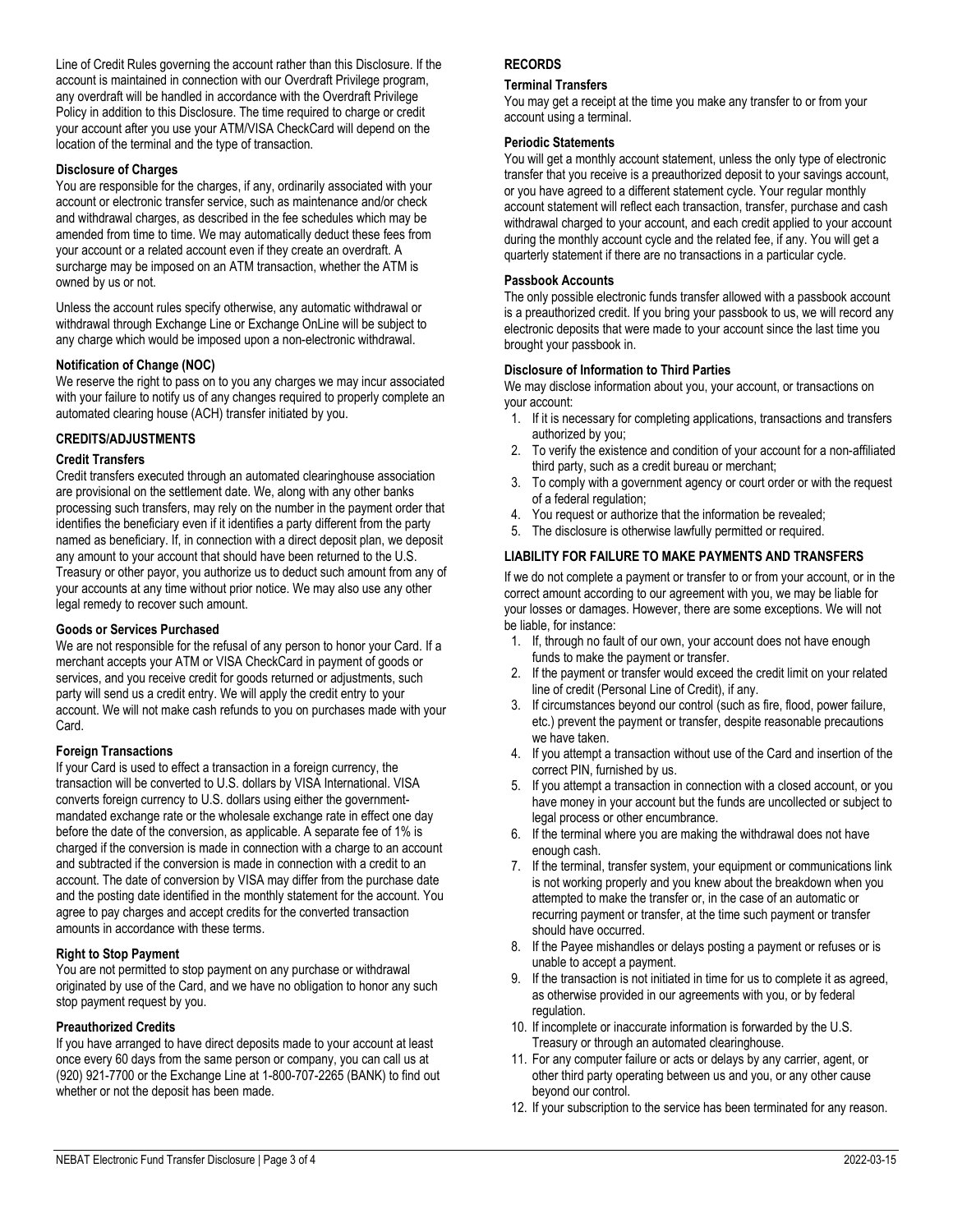Line of Credit Rules governing the account rather than this Disclosure. If the account is maintained in connection with our Overdraft Privilege program, any overdraft will be handled in accordance with the Overdraft Privilege Policy in addition to this Disclosure. The time required to charge or credit your account after you use your ATM/VISA CheckCard will depend on the location of the terminal and the type of transaction.

### Disclosure of Charges

You are responsible for the charges, if any, ordinarily associated with your account or electronic transfer service, such as maintenance and/or check and withdrawal charges, as described in the fee schedules which may be amended from time to time. We may automatically deduct these fees from your account or a related account even if they create an overdraft. A surcharge may be imposed on an ATM transaction, whether the ATM is owned by us or not.

Unless the account rules specify otherwise, any automatic withdrawal or withdrawal through Exchange Line or Exchange OnLine will be subject to any charge which would be imposed upon a non-electronic withdrawal.

### Notification of Change (NOC)

We reserve the right to pass on to you any charges we may incur associated with your failure to notify us of any changes required to properly complete an automated clearing house (ACH) transfer initiated by you.

## CREDITS/ADJUSTMENTS

### Credit Transfers

Credit transfers executed through an automated clearinghouse association are provisional on the settlement date. We, along with any other banks processing such transfers, may rely on the number in the payment order that identifies the beneficiary even if it identifies a party different from the party named as beneficiary. If, in connection with a direct deposit plan, we deposit any amount to your account that should have been returned to the U.S. Treasury or other payor, you authorize us to deduct such amount from any of your accounts at any time without prior notice. We may also use any other legal remedy to recover such amount.

### Goods or Services Purchased

We are not responsible for the refusal of any person to honor your Card. If a merchant accepts your ATM or VISA CheckCard in payment of goods or services, and you receive credit for goods returned or adjustments, such party will send us a credit entry. We will apply the credit entry to your account. We will not make cash refunds to you on purchases made with your Card.

### Foreign Transactions

If your Card is used to effect a transaction in a foreign currency, the transaction will be converted to U.S. dollars by VISA International. VISA converts foreign currency to U.S. dollars using either the government-mandated exchange rate or the wholesale exchange rate in effect one day before the date of the conversion, as applicable. A separate fee of 1% is charged if the conversion is made in connection with a charge to an account and subtracted if the conversion is made in connection with a credit to an account. The date of conversion by VISA may differ from the purchase date and the posting date identified in the monthly statement for the account. You agree to pay charges and accept credits for the converted transaction amounts in accordance with these terms.

### Right to Stop Payment

You are not permitted to stop payment on any purchase or withdrawal originated by use of the Card, and we have no obligation to honor any such stop payment request by you.

### Preauthorized Credits

If you have arranged to have direct deposits made to your account at least once every 60 days from the same person or company, you can call us at (920) 921-7700 or the Exchange Line at 1-800-707-2265 (BANK) to find out whether or not the deposit has been made.

## RECORDS

### Terminal Transfers

You may get a receipt at the time you make any transfer to or from your account using a terminal.

### Periodic Statements

You will get a monthly account statement, unless the only type of electronic transfer that you receive is a preauthorized deposit to your savings account, or you have agreed to a different statement cycle. Your regular monthly account statement will reflect each transaction, transfer, purchase and cash withdrawal charged to your account, and each credit applied to your account during the monthly account cycle and the related fee, if any. You will get a quarterly statement if there are no transactions in a particular cycle.

### Passbook Accounts

The only possible electronic funds transfer allowed with a passbook account is a preauthorized credit. If you bring your passbook to us, we will record any electronic deposits that were made to your account since the last time you brought your passbook in.

### Disclosure of Information to Third Parties

We may disclose information about you, your account, or transactions on your account:

1. If it is necessary for completing applications, transactions and transfers authorized by you;
2. To verify the existence and condition of your account for a non-affiliated third party, such as a credit bureau or merchant;
3. To comply with a government agency or court order or with the request of a federal regulation;
4. You request or authorize that the information be revealed;
5. The disclosure is otherwise lawfully permitted or required.

## LIABILITY FOR FAILURE TO MAKE PAYMENTS AND TRANSFERS

If we do not complete a payment or transfer to or from your account, or in the correct amount according to our agreement with you, we may be liable for your losses or damages. However, there are some exceptions. We will not be liable, for instance:

1. If, through no fault of our own, your account does not have enough funds to make the payment or transfer.
2. If the payment or transfer would exceed the credit limit on your related line of credit (Personal Line of Credit), if any.
3. If circumstances beyond our control (such as fire, flood, power failure, etc.) prevent the payment or transfer, despite reasonable precautions we have taken.
4. If you attempt a transaction without use of the Card and insertion of the correct PIN, furnished by us.
5. If you attempt a transaction in connection with a closed account, or you have money in your account but the funds are uncollected or subject to legal process or other encumbrance.
6. If the terminal where you are making the withdrawal does not have enough cash.
7. If the terminal, transfer system, your equipment or communications link is not working properly and you knew about the breakdown when you attempted to make the transfer or, in the case of an automatic or recurring payment or transfer, at the time such payment or transfer should have occurred.
8. If the Payee mishandles or delays posting a payment or refuses or is unable to accept a payment.
9. If the transaction is not initiated in time for us to complete it as agreed, as otherwise provided in our agreements with you, or by federal regulation.
10. If incomplete or inaccurate information is forwarded by the U.S. Treasury or through an automated clearinghouse.
11. For any computer failure or acts or delays by any carrier, agent, or other third party operating between us and you, or any other cause beyond our control.
12. If your subscription to the service has been terminated for any reason.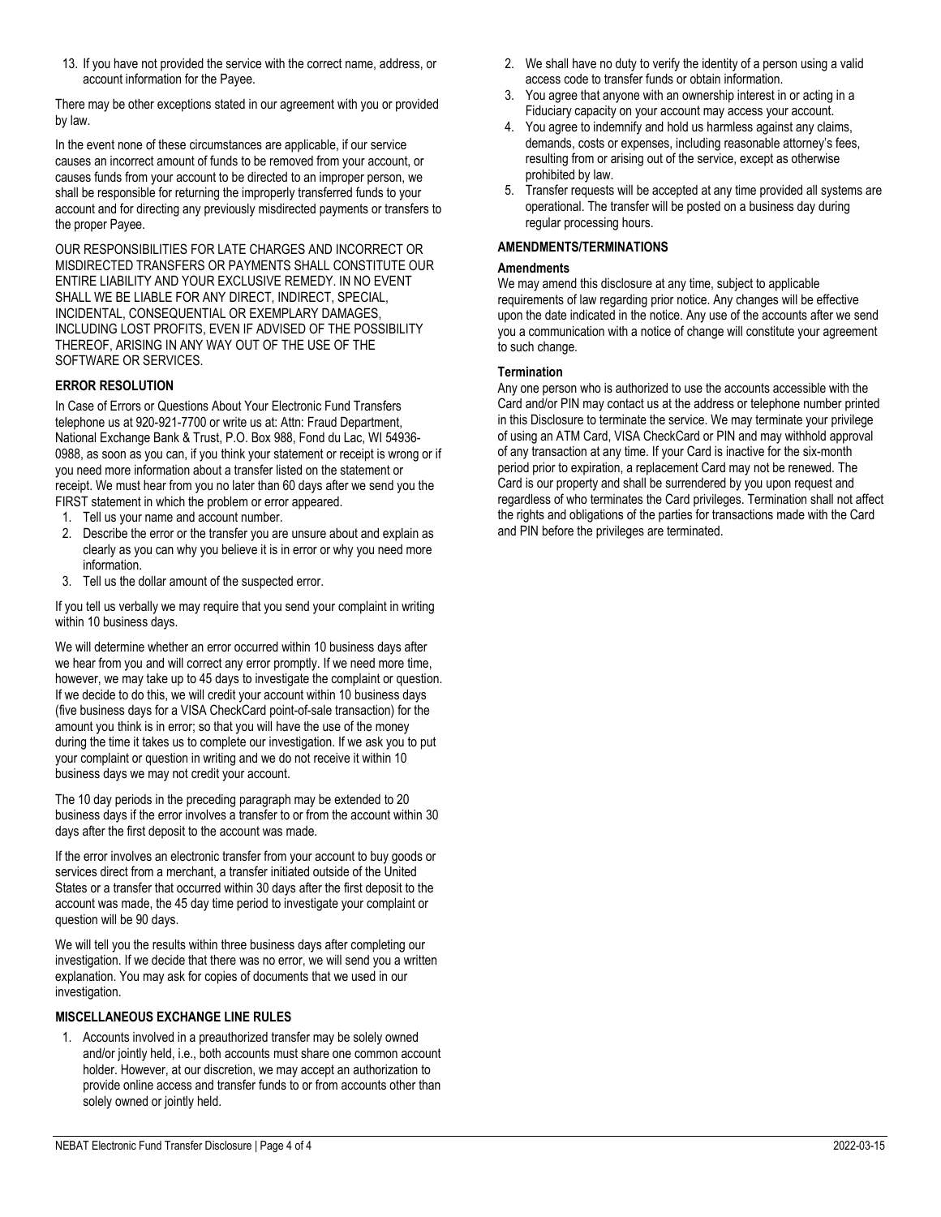13. If you have not provided the service with the correct name, address, or account information for the Payee.

There may be other exceptions stated in our agreement with you or provided by law.

In the event none of these circumstances are applicable, if our service causes an incorrect amount of funds to be removed from your account, or causes funds from your account to be directed to an improper person, we shall be responsible for returning the improperly transferred funds to your account and for directing any previously misdirected payments or transfers to the proper Payee.

OUR RESPONSIBILITIES FOR LATE CHARGES AND INCORRECT OR MISDIRECTED TRANSFERS OR PAYMENTS SHALL CONSTITUTE OUR ENTIRE LIABILITY AND YOUR EXCLUSIVE REMEDY. IN NO EVENT SHALL WE BE LIABLE FOR ANY DIRECT, INDIRECT, SPECIAL, INCIDENTAL, CONSEQUENTIAL OR EXEMPLARY DAMAGES, INCLUDING LOST PROFITS, EVEN IF ADVISED OF THE POSSIBILITY THEREOF, ARISING IN ANY WAY OUT OF THE USE OF THE SOFTWARE OR SERVICES.

### ERROR RESOLUTION

In Case of Errors or Questions About Your Electronic Fund Transfers telephone us at 920-921-7700 or write us at: Attn: Fraud Department, National Exchange Bank & Trust, P.O. Box 988, Fond du Lac, WI 54936-0988, as soon as you can, if you think your statement or receipt is wrong or if you need more information about a transfer listed on the statement or receipt. We must hear from you no later than 60 days after we send you the FIRST statement in which the problem or error appeared.

1. Tell us your name and account number.
2. Describe the error or the transfer you are unsure about and explain as clearly as you can why you believe it is in error or why you need more information.
3. Tell us the dollar amount of the suspected error.

If you tell us verbally we may require that you send your complaint in writing within 10 business days.

We will determine whether an error occurred within 10 business days after we hear from you and will correct any error promptly. If we need more time, however, we may take up to 45 days to investigate the complaint or question. If we decide to do this, we will credit your account within 10 business days (five business days for a VISA CheckCard point-of-sale transaction) for the amount you think is in error; so that you will have the use of the money during the time it takes us to complete our investigation. If we ask you to put your complaint or question in writing and we do not receive it within 10 business days we may not credit your account.

The 10 day periods in the preceding paragraph may be extended to 20 business days if the error involves a transfer to or from the account within 30 days after the first deposit to the account was made.

If the error involves an electronic transfer from your account to buy goods or services direct from a merchant, a transfer initiated outside of the United States or a transfer that occurred within 30 days after the first deposit to the account was made, the 45 day time period to investigate your complaint or question will be 90 days.

We will tell you the results within three business days after completing our investigation. If we decide that there was no error, we will send you a written explanation. You may ask for copies of documents that we used in our investigation.

### MISCELLANEOUS EXCHANGE LINE RULES

1. Accounts involved in a preauthorized transfer may be solely owned and/or jointly held, i.e., both accounts must share one common account holder. However, at our discretion, we may accept an authorization to provide online access and transfer funds to or from accounts other than solely owned or jointly held.
2. We shall have no duty to verify the identity of a person using a valid access code to transfer funds or obtain information.
3. You agree that anyone with an ownership interest in or acting in a Fiduciary capacity on your account may access your account.
4. You agree to indemnify and hold us harmless against any claims, demands, costs or expenses, including reasonable attorney's fees, resulting from or arising out of the service, except as otherwise prohibited by law.
5. Transfer requests will be accepted at any time provided all systems are operational. The transfer will be posted on a business day during regular processing hours.

### AMENDMENTS/TERMINATIONS

#### Amendments

We may amend this disclosure at any time, subject to applicable requirements of law regarding prior notice. Any changes will be effective upon the date indicated in the notice. Any use of the accounts after we send you a communication with a notice of change will constitute your agreement to such change.

#### Termination

Any one person who is authorized to use the accounts accessible with the Card and/or PIN may contact us at the address or telephone number printed in this Disclosure to terminate the service. We may terminate your privilege of using an ATM Card, VISA CheckCard or PIN and may withhold approval of any transaction at any time. If your Card is inactive for the six-month period prior to expiration, a replacement Card may not be renewed. The Card is our property and shall be surrendered by you upon request and regardless of who terminates the Card privileges. Termination shall not affect the rights and obligations of the parties for transactions made with the Card and PIN before the privileges are terminated.